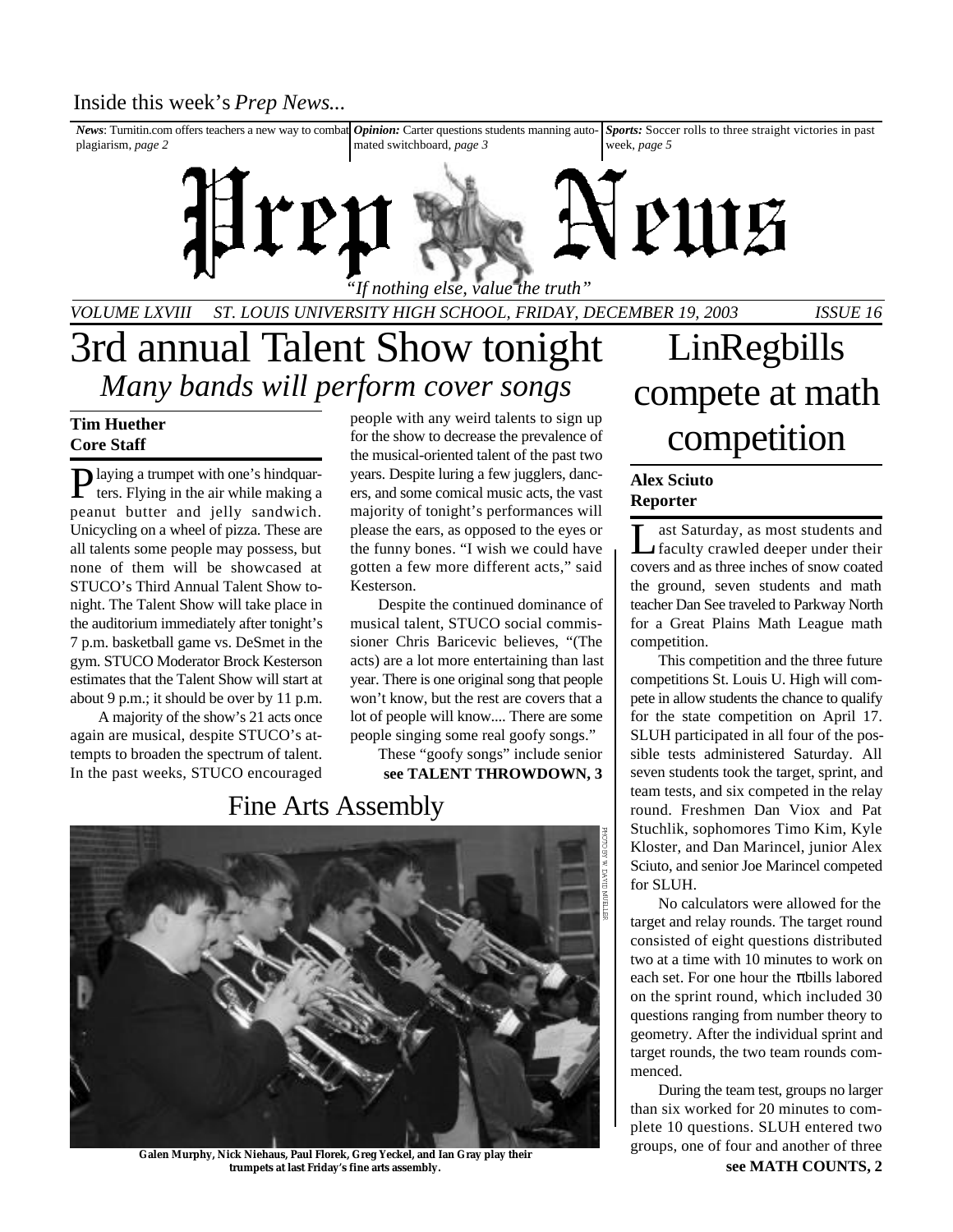Inside this week's *Prep News*...

*News*: Turnitin.com offers teachers a new way to combat plagiarism, *page 2*

*Opinion:* Carter questions students manning automated switchboard, *page 3*

*Sports:* Soccer rolls to three straight victories in past week, *page 5*

# Prep News

*"If nothing else, value the truth"*

*VOLUME LXVIII ST. LOUIS UNIVERSITY HIGH SCHOOL, FRIDAY, DECEMBER 19, 2003 ISSUE 16*

# 3rd annual Talent Show tonight

## *Many bands will perform cover songs*

**Tim Huether**
**Core Staff**

Playing a trumpet with one's hindquarters. Flying in the air while making a peanut butter and jelly sandwich. Unicycling on a wheel of pizza. These are all talents some people may possess, but none of them will be showcased at STUCO's Third Annual Talent Show tonight. The Talent Show will take place in the auditorium immediately after tonight's 7 p.m. basketball game vs. DeSmet in the gym. STUCO Moderator Brock Kesterson estimates that the Talent Show will start at about 9 p.m.; it should be over by 11 p.m.

A majority of the show's 21 acts once again are musical, despite STUCO's attempts to broaden the spectrum of talent. In the past weeks, STUCO encouraged people with any weird talents to sign up for the show to decrease the prevalence of the musical-oriented talent of the past two years. Despite luring a few jugglers, dancers, and some comical music acts, the vast majority of tonight's performances will please the ears, as opposed to the eyes or the funny bones. "I wish we could have gotten a few more different acts," said Kesterson.

Despite the continued dominance of musical talent, STUCO social commissioner Chris Baricevic believes, "(The acts) are a lot more entertaining than last year. There is one original song that people won't know, but the rest are covers that a lot of people will know.... There are some people singing some real goofy songs."

These "goofy songs" include senior

**see TALENT THROWDOWN, 3**

## Fine Arts Assembly

PHOTO BY W. DAVID MUELLER

**Galen Murphy, Nick Niehaus, Paul Florek, Greg Yeckel, and Ian Gray play their trumpets at last Friday's fine arts assembly.**

# LinRegbills compete at math competition

**Alex Sciuto**
**Reporter**

Last Saturday, as most students and faculty crawled deeper under their covers and as three inches of snow coated the ground, seven students and math teacher Dan See traveled to Parkway North for a Great Plains Math League math competition.

This competition and the three future competitions St. Louis U. High will compete in allow students the chance to qualify for the state competition on April 17. SLUH participated in all four of the possible tests administered Saturday. All seven students took the target, sprint, and team tests, and six competed in the relay round. Freshmen Dan Viox and Pat Stuchlik, sophomores Timo Kim, Kyle Kloster, and Dan Marincel, junior Alex Sciuto, and senior Joe Marincel competed for SLUH.

No calculators were allowed for the target and relay rounds. The target round consisted of eight questions distributed two at a time with 10 minutes to work on each set. For one hour the πbills labored on the sprint round, which included 30 questions ranging from number theory to geometry. After the individual sprint and target rounds, the two team rounds commenced.

During the team test, groups no larger than six worked for 20 minutes to complete 10 questions. SLUH entered two groups, one of four and another of three

**see MATH COUNTS, 2**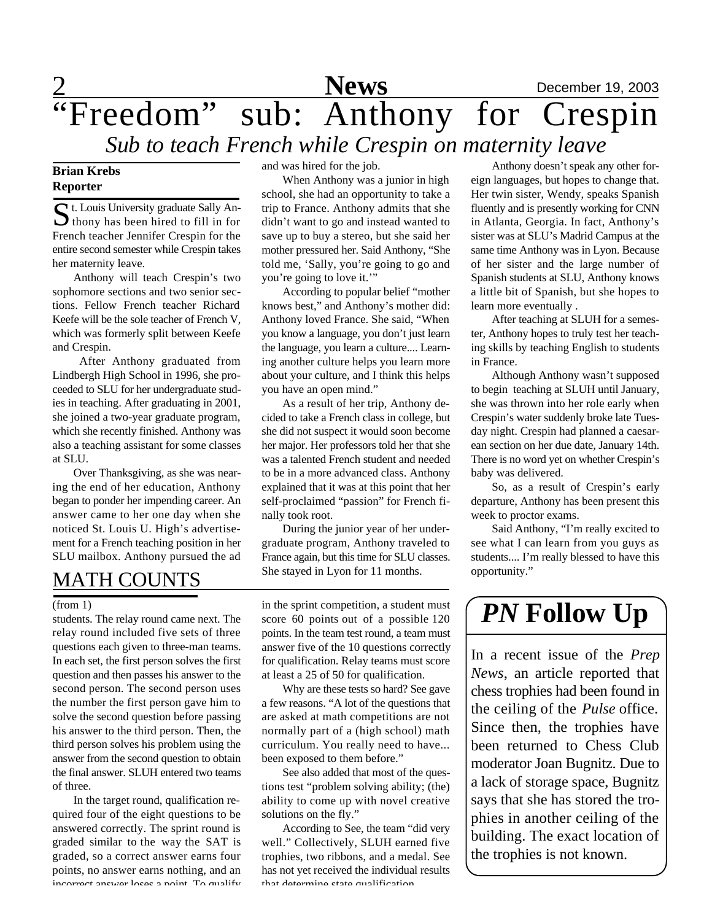# "Freedom" sub: Anthony for Crespin

## *Sub to teach French while Crespin on maternity leave*

**Brian Krebs**
**Reporter**

St. Louis University graduate Sally Anthony has been hired to fill in for French teacher Jennifer Crespin for the entire second semester while Crespin takes her maternity leave.

Anthony will teach Crespin's two sophomore sections and two senior sections. Fellow French teacher Richard Keefe will be the sole teacher of French V, which was formerly split between Keefe and Crespin.

After Anthony graduated from Lindbergh High School in 1996, she proceeded to SLU for her undergraduate studies in teaching. After graduating in 2001, she joined a two-year graduate program, which she recently finished. Anthony was also a teaching assistant for some classes at SLU.

Over Thanksgiving, as she was nearing the end of her education, Anthony began to ponder her impending career. An answer came to her one day when she noticed St. Louis U. High's advertisement for a French teaching position in her SLU mailbox. Anthony pursued the ad and was hired for the job.

When Anthony was a junior in high school, she had an opportunity to take a trip to France. Anthony admits that she didn't want to go and instead wanted to save up to buy a stereo, but she said her mother pressured her. Said Anthony, "She told me, 'Sally, you're going to go and you're going to love it.'"

According to popular belief "mother knows best," and Anthony's mother did: Anthony loved France. She said, "When you know a language, you don't just learn the language, you learn a culture.... Learning another culture helps you learn more about your culture, and I think this helps you have an open mind."

As a result of her trip, Anthony decided to take a French class in college, but she did not suspect it would soon become her major. Her professors told her that she was a talented French student and needed to be in a more advanced class. Anthony explained that it was at this point that her self-proclaimed "passion" for French finally took root.

During the junior year of her undergraduate program, Anthony traveled to France again, but this time for SLU classes. She stayed in Lyon for 11 months.

Anthony doesn't speak any other foreign languages, but hopes to change that. Her twin sister, Wendy, speaks Spanish fluently and is presently working for CNN in Atlanta, Georgia. In fact, Anthony's sister was at SLU's Madrid Campus at the same time Anthony was in Lyon. Because of her sister and the large number of Spanish students at SLU, Anthony knows a little bit of Spanish, but she hopes to learn more eventually .

After teaching at SLUH for a semester, Anthony hopes to truly test her teaching skills by teaching English to students in France.

Although Anthony wasn't supposed to begin teaching at SLUH until January, she was thrown into her role early when Crespin's water suddenly broke late Tuesday night. Crespin had planned a caesarean section on her due date, January 14th. There is no word yet on whether Crespin's baby was delivered.

So, as a result of Crespin's early departure, Anthony has been present this week to proctor exams.

Said Anthony, "I'm really excited to see what I can learn from you guys as students.... I'm really blessed to have this opportunity."

## MATH COUNTS

(from 1)

students. The relay round came next. The relay round included five sets of three questions each given to three-man teams. In each set, the first person solves the first question and then passes his answer to the second person. The second person uses the number the first person gave him to solve the second question before passing his answer to the third person. Then, the third person solves his problem using the answer from the second question to obtain the final answer. SLUH entered two teams of three.

In the target round, qualification required four of the eight questions to be answered correctly. The sprint round is graded similar to the way the SAT is graded, so a correct answer earns four points, no answer earns nothing, and an incorrect answer loses a point. To qualify in the sprint competition, a student must score 60 points out of a possible 120 points. In the team test round, a team must answer five of the 10 questions correctly for qualification. Relay teams must score at least a 25 of 50 for qualification.

Why are these tests so hard? See gave a few reasons. "A lot of the questions that are asked at math competitions are not normally part of a (high school) math curriculum. You really need to have... been exposed to them before."

See also added that most of the questions test "problem solving ability; (the) ability to come up with novel creative solutions on the fly."

According to See, the team "did very well." Collectively, SLUH earned five trophies, two ribbons, and a medal. See has not yet received the individual results that determine state qualification.

## *PN* Follow Up

In a recent issue of the *Prep News*, an article reported that chess trophies had been found in the ceiling of the *Pulse* office. Since then, the trophies have been returned to Chess Club moderator Joan Bugnitz. Due to a lack of storage space, Bugnitz says that she has stored the trophies in another ceiling of the building. The exact location of the trophies is not known.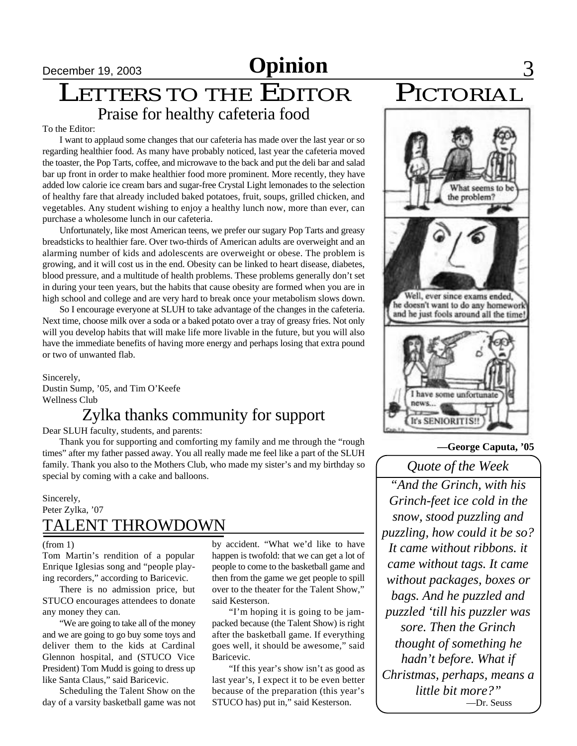# Opinion

## Letters to the Editor

### Praise for healthy cafeteria food

To the Editor:

I want to applaud some changes that our cafeteria has made over the last year or so regarding healthier food. As many have probably noticed, last year the cafeteria moved the toaster, the Pop Tarts, coffee, and microwave to the back and put the deli bar and salad bar up front in order to make healthier food more prominent. More recently, they have added low calorie ice cream bars and sugar-free Crystal Light lemonades to the selection of healthy fare that already included baked potatoes, fruit, soups, grilled chicken, and vegetables. Any student wishing to enjoy a healthy lunch now, more than ever, can purchase a wholesome lunch in our cafeteria.

Unfortunately, like most American teens, we prefer our sugary Pop Tarts and greasy breadsticks to healthier fare. Over two-thirds of American adults are overweight and an alarming number of kids and adolescents are overweight or obese. The problem is growing, and it will cost us in the end. Obesity can be linked to heart disease, diabetes, blood pressure, and a multitude of health problems. These problems generally don't set in during your teen years, but the habits that cause obesity are formed when you are in high school and college and are very hard to break once your metabolism slows down.

So I encourage everyone at SLUH to take advantage of the changes in the cafeteria. Next time, choose milk over a soda or a baked potato over a tray of greasy fries. Not only will you develop habits that will make life more livable in the future, but you will also have the immediate benefits of having more energy and perhaps losing that extra pound or two of unwanted flab.

Sincerely,
Dustin Sump, '05, and Tim O'Keefe
Wellness Club

### Zylka thanks community for support

Dear SLUH faculty, students, and parents:

Thank you for supporting and comforting my family and me through the "rough times" after my father passed away. You all really made me feel like a part of the SLUH family. Thank you also to the Mothers Club, who made my sister's and my birthday so special by coming with a cake and balloons.

Sincerely,
Peter Zylka, '07

## TALENT THROWDOWN

(from 1)

Tom Martin's rendition of a popular Enrique Iglesias song and "people playing recorders," according to Baricevic.

There is no admission price, but STUCO encourages attendees to donate any money they can.

"We are going to take all of the money and we are going to go buy some toys and deliver them to the kids at Cardinal Glennon hospital, and (STUCO Vice President) Tom Mudd is going to dress up like Santa Claus," said Baricevic.

Scheduling the Talent Show on the day of a varsity basketball game was not by accident. "What we'd like to have happen is twofold: that we can get a lot of people to come to the basketball game and then from the game we get people to spill over to the theater for the Talent Show," said Kesterson.

"I'm hoping it is going to be jam-packed because (the Talent Show) is right after the basketball game. If everything goes well, it should be awesome," said Baricevic.

"If this year's show isn't as good as last year's, I expect it to be even better because of the preparation (this year's STUCO has) put in," said Kesterson.

## Pictorial

What seems to be the problem?

Well, ever since exams ended, he doesn't want to do any homework and he just fools around all the time!

I have some unfortunate news... It's SENIORITIS!!

**—George Caputa, '05**

### *Quote of the Week*

***"And the Grinch, with his Grinch-feet ice cold in the snow, stood puzzling and puzzling, how could it be so? It came without ribbons. it came without tags. It came without packages, boxes or bags. And he puzzled and puzzled 'till his puzzler was sore. Then the Grinch thought of something he hadn't before. What if Christmas, perhaps, means a little bit more?"***

—Dr. Seuss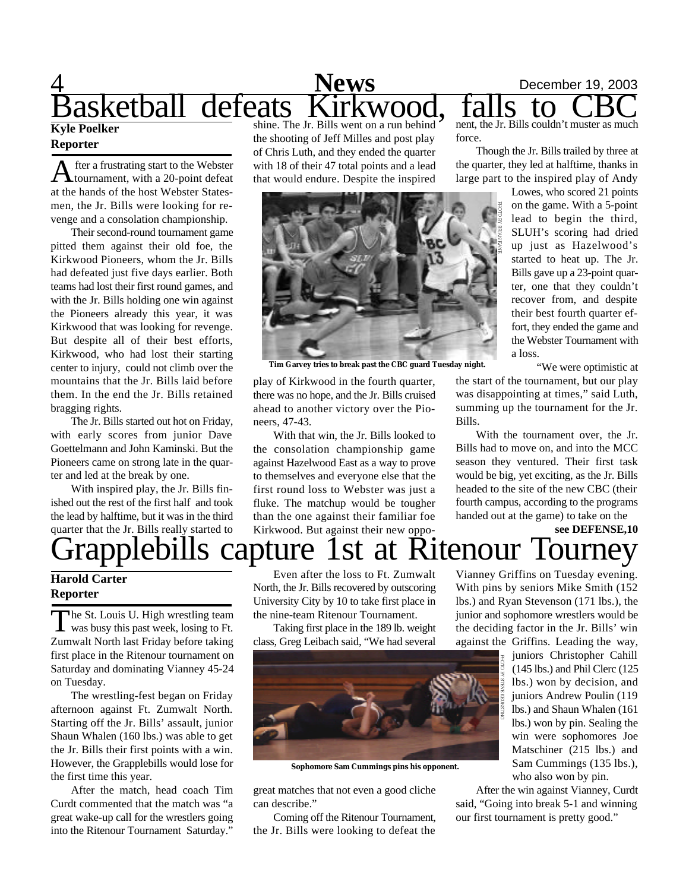# Basketball defeats Kirkwood, falls to CBC

**Kyle Poelker**
**Reporter**

After a frustrating start to the Webster tournament, with a 20-point defeat at the hands of the host Webster Statesmen, the Jr. Bills were looking for revenge and a consolation championship.

Their second-round tournament game pitted them against their old foe, the Kirkwood Pioneers, whom the Jr. Bills had defeated just five days earlier. Both teams had lost their first round games, and with the Jr. Bills holding one win against the Pioneers already this year, it was Kirkwood that was looking for revenge. But despite all of their best efforts, Kirkwood, who had lost their starting center to injury, could not climb over the mountains that the Jr. Bills laid before them. In the end the Jr. Bills retained bragging rights.

The Jr. Bills started out hot on Friday, with early scores from junior Dave Goettelmann and John Kaminski. But the Pioneers came on strong late in the quarter and led at the break by one.

With inspired play, the Jr. Bills finished out the rest of the first half and took the lead by halftime, but it was in the third quarter that the Jr. Bills really started to shine. The Jr. Bills went on a run behind the shooting of Jeff Milles and post play of Chris Luth, and they ended the quarter with 18 of their 47 total points and a lead that would endure. Despite the inspired play of Kirkwood in the fourth quarter, there was no hope, and the Jr. Bills cruised ahead to another victory over the Pioneers, 47-43.

PHOTO BY BRIAN KANE

**Tim Garvey tries to break past the CBC guard Tuesday night.**

With that win, the Jr. Bills looked to the consolation championship game against Hazelwood East as a way to prove to themselves and everyone else that the first round loss to Webster was just a fluke. The matchup would be tougher than the one against their familiar foe Kirkwood. But against their new opponent, the Jr. Bills couldn't muster as much force.

Though the Jr. Bills trailed by three at the quarter, they led at halftime, thanks in large part to the inspired play of Andy Lowes, who scored 21 points on the game. With a 5-point lead to begin the third, SLUH's scoring had dried up just as Hazelwood's started to heat up. The Jr. Bills gave up a 23-point quarter, one that they couldn't recover from, and despite their best fourth quarter effort, they ended the game and the Webster Tournament with a loss.

"We were optimistic at the start of the tournament, but our play was disappointing at times," said Luth, summing up the tournament for the Jr. Bills.

With the tournament over, the Jr. Bills had to move on, and into the MCC season they ventured. Their first task would be big, yet exciting, as the Jr. Bills headed to the site of the new CBC (their fourth campus, according to the programs handed out at the game) to take on the

**see DEFENSE,10**

# Grapplebills capture 1st at Ritenour Tourney

**Harold Carter**
**Reporter**

The St. Louis U. High wrestling team was busy this past week, losing to Ft. Zumwalt North last Friday before taking first place in the Ritenour tournament on Saturday and dominating Vianney 45-24 on Tuesday.

The wrestling-fest began on Friday afternoon against Ft. Zumwalt North. Starting off the Jr. Bills' assault, junior Shaun Whalen (160 lbs.) was able to get the Jr. Bills their first points with a win. However, the Grapplebills would lose for the first time this year.

After the match, head coach Tim Curdt commented that the match was "a great wake-up call for the wrestlers going into the Ritenour Tournament Saturday."

Even after the loss to Ft. Zumwalt North, the Jr. Bills recovered by outscoring University City by 10 to take first place in the nine-team Ritenour Tournament.

Taking first place in the 189 lb. weight class, Greg Leibach said, "We had several great matches that not even a good cliche can describe."

PHOTO BY STEVE KEUNSTING

**Sophomore Sam Cummings pins his opponent.**

Coming off the Ritenour Tournament, the Jr. Bills were looking to defeat the Vianney Griffins on Tuesday evening. With pins by seniors Mike Smith (152 lbs.) and Ryan Stevenson (171 lbs.), the junior and sophomore wrestlers would be the deciding factor in the Jr. Bills' win against the Griffins. Leading the way, juniors Christopher Cahill (145 lbs.) and Phil Clerc (125 lbs.) won by decision, and juniors Andrew Poulin (119 lbs.) and Shaun Whalen (161 lbs.) won by pin. Sealing the win were sophomores Joe Matschiner (215 lbs.) and Sam Cummings (135 lbs.), who also won by pin.

After the win against Vianney, Curdt said, "Going into break 5-1 and winning our first tournament is pretty good."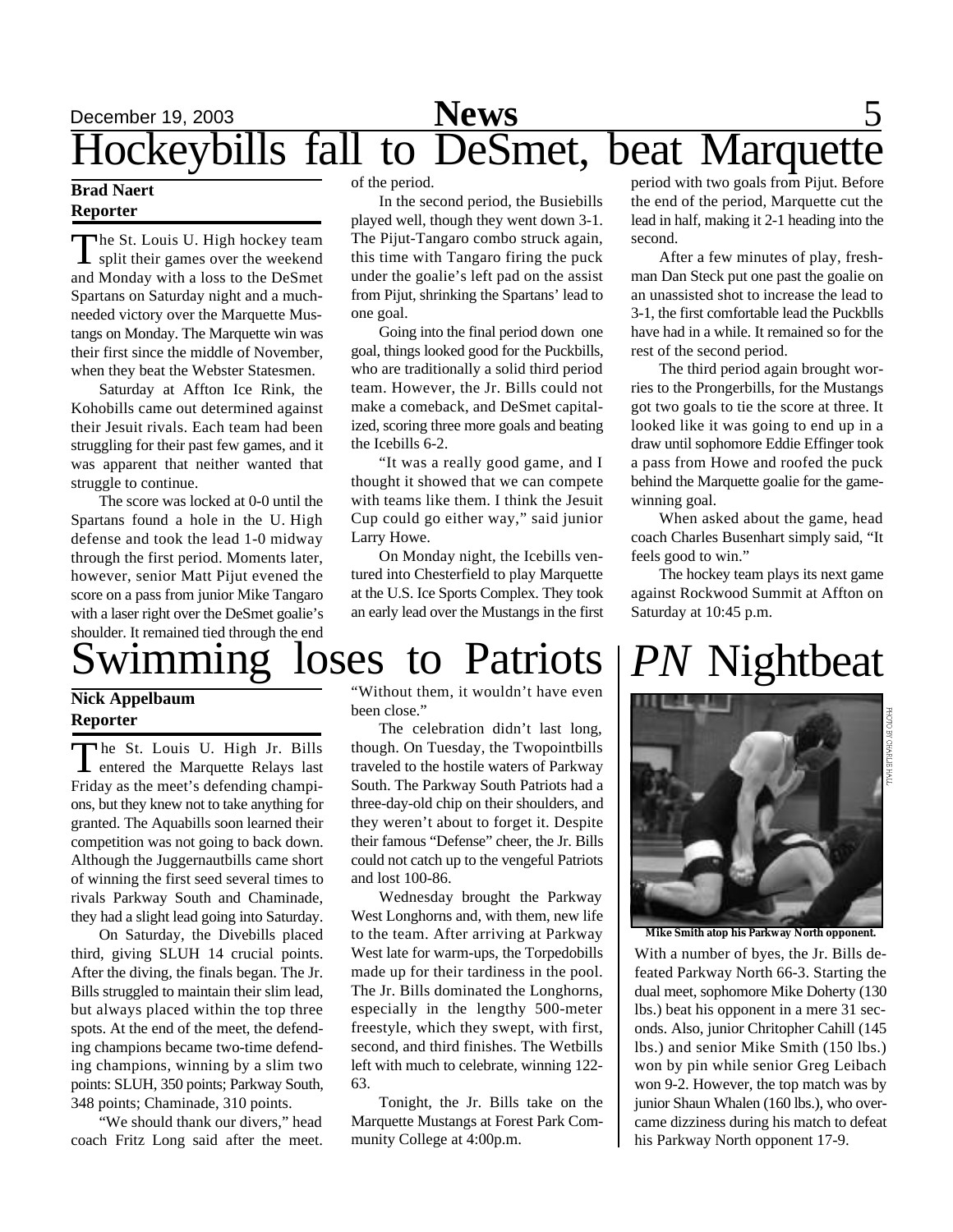# Hockeybills fall to DeSmet, beat Marquette

**Brad Naert**
**Reporter**

The St. Louis U. High hockey team split their games over the weekend and Monday with a loss to the DeSmet Spartans on Saturday night and a much-needed victory over the Marquette Mustangs on Monday. The Marquette win was their first since the middle of November, when they beat the Webster Statesmen.

Saturday at Affton Ice Rink, the Kohobills came out determined against their Jesuit rivals. Each team had been struggling for their past few games, and it was apparent that neither wanted that struggle to continue.

The score was locked at 0-0 until the Spartans found a hole in the U. High defense and took the lead 1-0 midway through the first period. Moments later, however, senior Matt Pijut evened the score on a pass from junior Mike Tangaro with a laser right over the DeSmet goalie's shoulder. It remained tied through the end of the period.

In the second period, the Busiebills played well, though they went down 3-1. The Pijut-Tangaro combo struck again, this time with Tangaro firing the puck under the goalie's left pad on the assist from Pijut, shrinking the Spartans' lead to one goal.

Going into the final period down one goal, things looked good for the Puckbills, who are traditionally a solid third period team. However, the Jr. Bills could not make a comeback, and DeSmet capitalized, scoring three more goals and beating the Icebills 6-2.

"It was a really good game, and I thought it showed that we can compete with teams like them. I think the Jesuit Cup could go either way," said junior Larry Howe.

On Monday night, the Icebills ventured into Chesterfield to play Marquette at the U.S. Ice Sports Complex. They took an early lead over the Mustangs in the first period with two goals from Pijut. Before the end of the period, Marquette cut the lead in half, making it 2-1 heading into the second.

After a few minutes of play, freshman Dan Steck put one past the goalie on an unassisted shot to increase the lead to 3-1, the first comfortable lead the Puckblls have had in a while. It remained so for the rest of the second period.

The third period again brought worries to the Prongerbills, for the Mustangs got two goals to tie the score at three. It looked like it was going to end up in a draw until sophomore Eddie Effinger took a pass from Howe and roofed the puck behind the Marquette goalie for the game-winning goal.

When asked about the game, head coach Charles Busenhart simply said, "It feels good to win."

The hockey team plays its next game against Rockwood Summit at Affton on Saturday at 10:45 p.m.

# Swimming loses to Patriots

**Nick Appelbaum**
**Reporter**

The St. Louis U. High Jr. Bills entered the Marquette Relays last Friday as the meet's defending champions, but they knew not to take anything for granted. The Aquabills soon learned their competition was not going to back down. Although the Juggernautbills came short of winning the first seed several times to rivals Parkway South and Chaminade, they had a slight lead going into Saturday.

On Saturday, the Divebills placed third, giving SLUH 14 crucial points. After the diving, the finals began. The Jr. Bills struggled to maintain their slim lead, but always placed within the top three spots. At the end of the meet, the defending champions became two-time defending champions, winning by a slim two points: SLUH, 350 points; Parkway South, 348 points; Chaminade, 310 points.

"We should thank our divers," head coach Fritz Long said after the meet. "Without them, it wouldn't have even been close."

The celebration didn't last long, though. On Tuesday, the Twopointbills traveled to the hostile waters of Parkway South. The Parkway South Patriots had a three-day-old chip on their shoulders, and they weren't about to forget it. Despite their famous "Defense" cheer, the Jr. Bills could not catch up to the vengeful Patriots and lost 100-86.

Wednesday brought the Parkway West Longhorns and, with them, new life to the team. After arriving at Parkway West late for warm-ups, the Torpedobills made up for their tardiness in the pool. The Jr. Bills dominated the Longhorns, especially in the lengthy 500-meter freestyle, which they swept, with first, second, and third finishes. The Wetbills left with much to celebrate, winning 122-63.

Tonight, the Jr. Bills take on the Marquette Mustangs at Forest Park Community College at 4:00p.m.

# *PN* Nightbeat

PHOTO BY CHARLIE HALL

**Mike Smith atop his Parkway North opponent.**

With a number of byes, the Jr. Bills defeated Parkway North 66-3. Starting the dual meet, sophomore Mike Doherty (130 lbs.) beat his opponent in a mere 31 seconds. Also, junior Chritopher Cahill (145 lbs.) and senior Mike Smith (150 lbs.) won by pin while senior Greg Leibach won 9-2. However, the top match was by junior Shaun Whalen (160 lbs.), who overcame dizziness during his match to defeat his Parkway North opponent 17-9.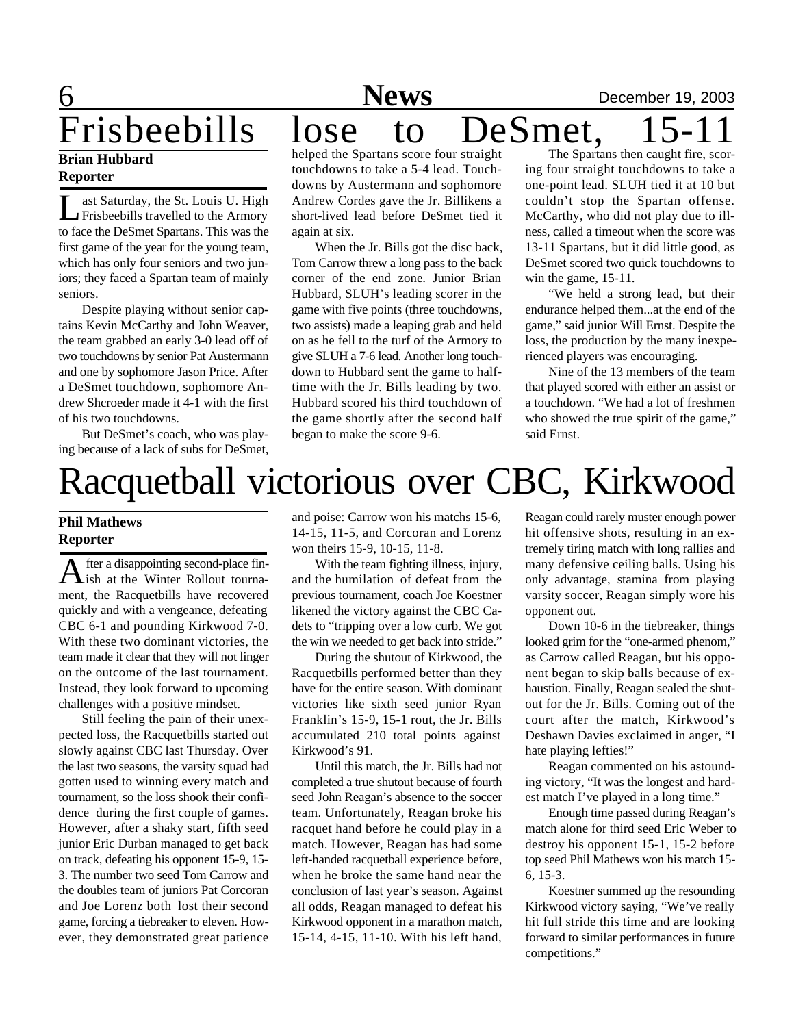# Frisbeebills lose to DeSmet, 15-11

**Brian Hubbard**
**Reporter**

Last Saturday, the St. Louis U. High Frisbeebills travelled to the Armory to face the DeSmet Spartans. This was the first game of the year for the young team, which has only four seniors and two juniors; they faced a Spartan team of mainly seniors.

Despite playing without senior captains Kevin McCarthy and John Weaver, the team grabbed an early 3-0 lead off of two touchdowns by senior Pat Austermann and one by sophomore Jason Price. After a DeSmet touchdown, sophomore Andrew Shcroeder made it 4-1 with the first of his two touchdowns.

But DeSmet's coach, who was playing because of a lack of subs for DeSmet, helped the Spartans score four straight touchdowns to take a 5-4 lead. Touchdowns by Austermann and sophomore Andrew Cordes gave the Jr. Billikens a short-lived lead before DeSmet tied it again at six.

When the Jr. Bills got the disc back, Tom Carrow threw a long pass to the back corner of the end zone. Junior Brian Hubbard, SLUH's leading scorer in the game with five points (three touchdowns, two assists) made a leaping grab and held on as he fell to the turf of the Armory to give SLUH a 7-6 lead. Another long touchdown to Hubbard sent the game to halftime with the Jr. Bills leading by two. Hubbard scored his third touchdown of the game shortly after the second half began to make the score 9-6.

The Spartans then caught fire, scoring four straight touchdowns to take a one-point lead. SLUH tied it at 10 but couldn't stop the Spartan offense. McCarthy, who did not play due to illness, called a timeout when the score was 13-11 Spartans, but it did little good, as DeSmet scored two quick touchdowns to win the game, 15-11.

"We held a strong lead, but their endurance helped them...at the end of the game," said junior Will Ernst. Despite the loss, the production by the many inexperienced players was encouraging.

Nine of the 13 members of the team that played scored with either an assist or a touchdown. "We had a lot of freshmen who showed the true spirit of the game," said Ernst.

# Racquetball victorious over CBC, Kirkwood

**Phil Mathews**
**Reporter**

After a disappointing second-place finish at the Winter Rollout tournament, the Racquetbills have recovered quickly and with a vengeance, defeating CBC 6-1 and pounding Kirkwood 7-0. With these two dominant victories, the team made it clear that they will not linger on the outcome of the last tournament. Instead, they look forward to upcoming challenges with a positive mindset.

Still feeling the pain of their unexpected loss, the Racquetbills started out slowly against CBC last Thursday. Over the last two seasons, the varsity squad had gotten used to winning every match and tournament, so the loss shook their confidence during the first couple of games. However, after a shaky start, fifth seed junior Eric Durban managed to get back on track, defeating his opponent 15-9, 15-3. The number two seed Tom Carrow and the doubles team of juniors Pat Corcoran and Joe Lorenz both lost their second game, forcing a tiebreaker to eleven. However, they demonstrated great patience and poise: Carrow won his matchs 15-6, 14-15, 11-5, and Corcoran and Lorenz won theirs 15-9, 10-15, 11-8.

With the team fighting illness, injury, and the humilation of defeat from the previous tournament, coach Joe Koestner likened the victory against the CBC Cadets to "tripping over a low curb. We got the win we needed to get back into stride."

During the shutout of Kirkwood, the Racquetbills performed better than they have for the entire season. With dominant victories like sixth seed junior Ryan Franklin's 15-9, 15-1 rout, the Jr. Bills accumulated 210 total points against Kirkwood's 91.

Until this match, the Jr. Bills had not completed a true shutout because of fourth seed John Reagan's absence to the soccer team. Unfortunately, Reagan broke his racquet hand before he could play in a match. However, Reagan has had some left-handed racquetball experience before, when he broke the same hand near the conclusion of last year's season. Against all odds, Reagan managed to defeat his Kirkwood opponent in a marathon match, 15-14, 4-15, 11-10. With his left hand, Reagan could rarely muster enough power hit offensive shots, resulting in an extremely tiring match with long rallies and many defensive ceiling balls. Using his only advantage, stamina from playing varsity soccer, Reagan simply wore his opponent out.

Down 10-6 in the tiebreaker, things looked grim for the "one-armed phenom," as Carrow called Reagan, but his opponent began to skip balls because of exhaustion. Finally, Reagan sealed the shutout for the Jr. Bills. Coming out of the court after the match, Kirkwood's Deshawn Davies exclaimed in anger, "I hate playing lefties!"

Reagan commented on his astounding victory, "It was the longest and hardest match I've played in a long time."

Enough time passed during Reagan's match alone for third seed Eric Weber to destroy his opponent 15-1, 15-2 before top seed Phil Mathews won his match 15-6, 15-3.

Koestner summed up the resounding Kirkwood victory saying, "We've really hit full stride this time and are looking forward to similar performances in future competitions."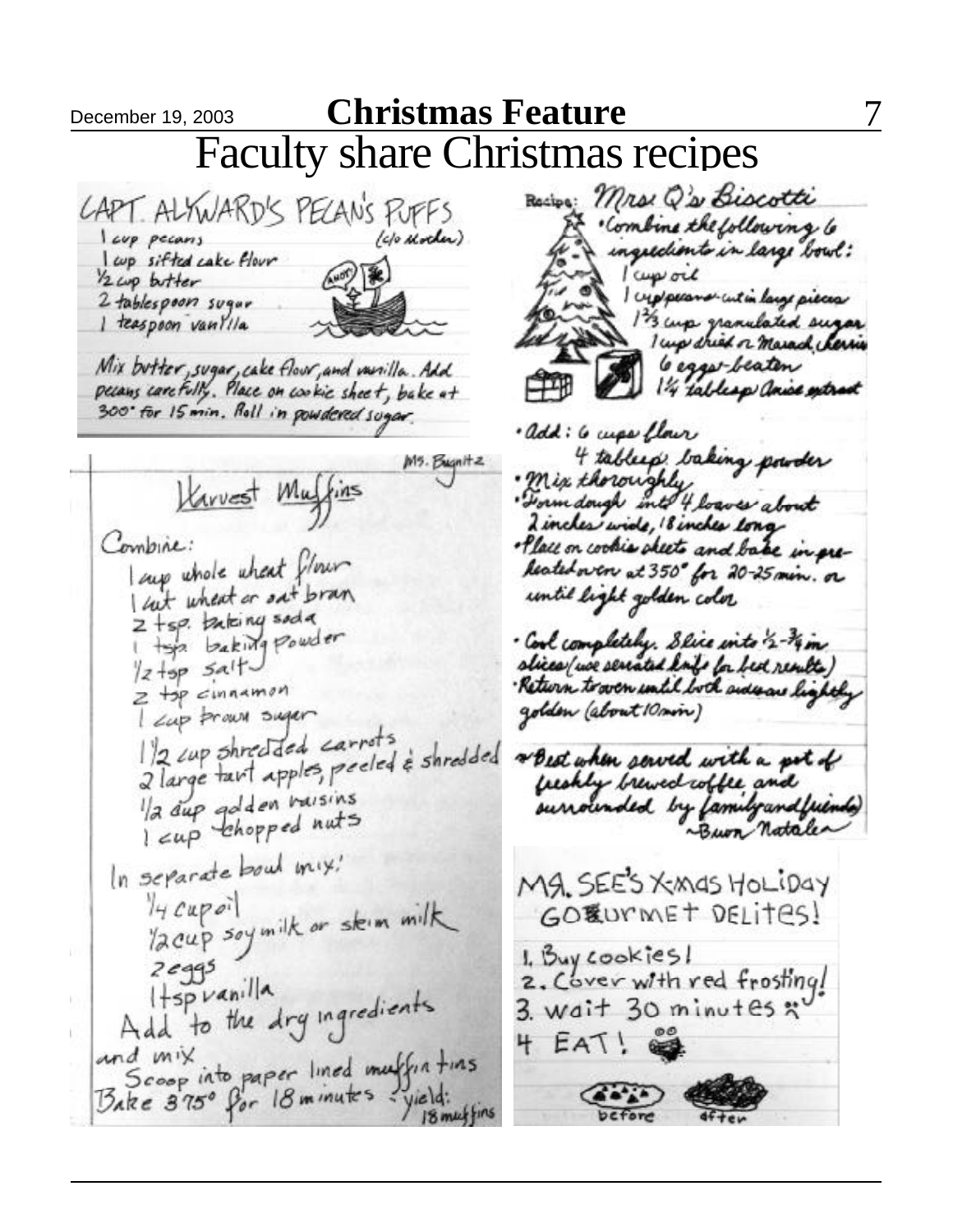# Faculty share Christmas recipes

## CAPT. ALYWARD'S PECAN'S PUFFS

(c/o Mother)

- 1 cup pecans
- 1 cup sifted cake flour
- ½ cup butter
- 2 tablespoon sugar
- 1 teaspoon vanilla

Mix butter, sugar, cake flour, and vanilla. Add pecans carefully. Place on cookie sheet, bake at 300° for 15 min. Roll in powdered sugar.

## Harvest Muffins

Ms. Bugnitz

Combine:

- 1 cup whole wheat flour
- 1 cup wheat or oat bran
- 2 tsp. baking soda
- 1 tsp. baking Powder
- ½ tsp salt
- 2 tsp cinnamon
- 1 cup brown sugar
- 1½ cup shredded carrots
- 2 large tart apples, peeled & shredded
- ½ cup golden raisins
- 1 cup chopped nuts

In separate bowl mix:

- ¼ cup oil
- ½ cup soy milk or skim milk
- 2 eggs
- 1 tsp vanilla

Add to the dry ingredients and mix.
Scoop into paper lined muffin tins
Bake 375° for 18 minutes - yield: 18 muffins

## Recipe: Mrs. Q's Biscotti

- Combine the following 6 ingredients in large bowl:
  - 1 cup oil
  - 1 cup pecans cut in large pieces
  - 1⅔ cup granulated sugar
  - 1 cup dried or Marasch. cherries
  - 6 eggs-beaten
  - 1¼ tablesp. Anise extract
- Add: 6 cups flour
  - 4 tablesp. baking powder
- Mix thoroughly
- Form dough into 4 loaves about 2 inches wide, 18 inches long
- Place on cookie sheets and bake in pre-heated oven at 350° for 20-25 min. or until light golden color
- Cool completely. Slice into ½-¾ in slices (use serrated knife for best results)
- Return to oven until both sides are lightly golden (about 10 min)

* Best when served with a pot of freshly brewed coffee and surrounded by family and friends!

~Buon Natale~

## MS. SEE'S X-MAS HOLIDAY GOURMET DELITES!

1. Buy cookies!
2. Cover with red frosting!
3. wait 30 minutes
4. EAT!

before after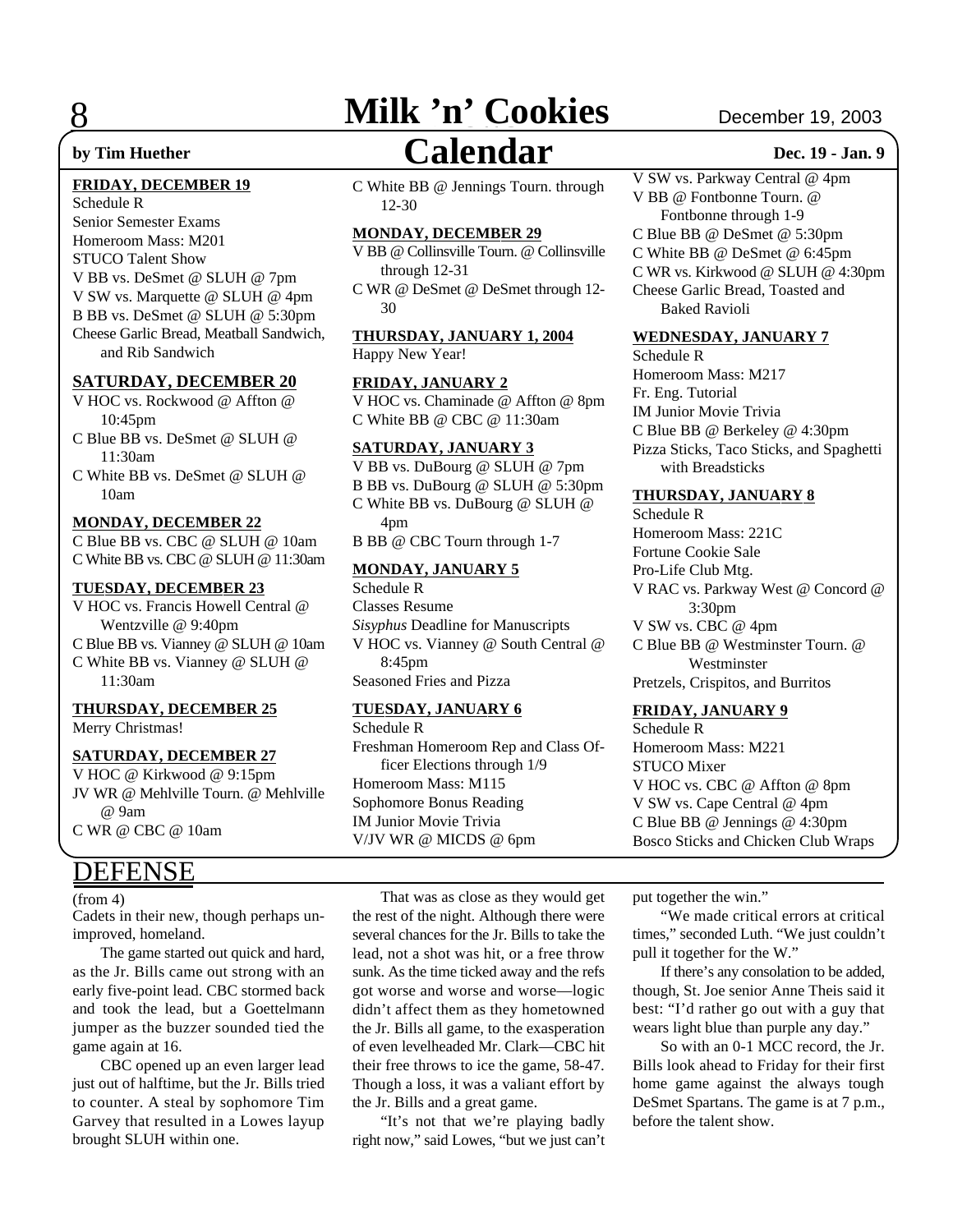# Milk 'n' Cookies Calendar

**by Tim Huether** — **Dec. 19 - Jan. 9**

**FRIDAY, DECEMBER 19**
Schedule R
Senior Semester Exams
Homeroom Mass: M201
STUCO Talent Show
V BB vs. DeSmet @ SLUH @ 7pm
V SW vs. Marquette @ SLUH @ 4pm
B BB vs. DeSmet @ SLUH @ 5:30pm
Cheese Garlic Bread, Meatball Sandwich, and Rib Sandwich

**SATURDAY, DECEMBER 20**
V HOC vs. Rockwood @ Affton @ 10:45pm
C Blue BB vs. DeSmet @ SLUH @ 11:30am
C White BB vs. DeSmet @ SLUH @ 10am

**MONDAY, DECEMBER 22**
C Blue BB vs. CBC @ SLUH @ 10am
C White BB vs. CBC @ SLUH @ 11:30am

**TUESDAY, DECEMBER 23**
V HOC vs. Francis Howell Central @ Wentzville @ 9:40pm
C Blue BB vs. Vianney @ SLUH @ 10am
C White BB vs. Vianney @ SLUH @ 11:30am

**THURSDAY, DECEMBER 25**
Merry Christmas!

**SATURDAY, DECEMBER 27**
V HOC @ Kirkwood @ 9:15pm
JV WR @ Mehlville Tourn. @ Mehlville @ 9am
C WR @ CBC @ 10am
C White BB @ Jennings Tourn. through 12-30

**MONDAY, DECEMBER 29**
V BB @ Collinsville Tourn. @ Collinsville through 12-31
C WR @ DeSmet @ DeSmet through 12-30

**THURSDAY, JANUARY 1, 2004**
Happy New Year!

**FRIDAY, JANUARY 2**
V HOC vs. Chaminade @ Affton @ 8pm
C White BB @ CBC @ 11:30am

**SATURDAY, JANUARY 3**
V BB vs. DuBourg @ SLUH @ 7pm
B BB vs. DuBourg @ SLUH @ 5:30pm
C White BB vs. DuBourg @ SLUH @ 4pm
B BB @ CBC Tourn through 1-7

**MONDAY, JANUARY 5**
Schedule R
Classes Resume
*Sisyphus* Deadline for Manuscripts
V HOC vs. Vianney @ South Central @ 8:45pm
Seasoned Fries and Pizza

**TUESDAY, JANUARY 6**
Schedule R
Freshman Homeroom Rep and Class Officer Elections through 1/9
Homeroom Mass: M115
Sophomore Bonus Reading
IM Junior Movie Trivia
V/JV WR @ MICDS @ 6pm
V SW vs. Parkway Central @ 4pm
V BB @ Fontbonne Tourn. @ Fontbonne through 1-9
C Blue BB @ DeSmet @ 5:30pm
C White BB @ DeSmet @ 6:45pm
C WR vs. Kirkwood @ SLUH @ 4:30pm
Cheese Garlic Bread, Toasted and Baked Ravioli

**WEDNESDAY, JANUARY 7**
Schedule R
Homeroom Mass: M217
Fr. Eng. Tutorial
IM Junior Movie Trivia
C Blue BB @ Berkeley @ 4:30pm
Pizza Sticks, Taco Sticks, and Spaghetti with Breadsticks

**THURSDAY, JANUARY 8**
Schedule R
Homeroom Mass: 221C
Fortune Cookie Sale
Pro-Life Club Mtg.
V RAC vs. Parkway West @ Concord @ 3:30pm
V SW vs. CBC @ 4pm
C Blue BB @ Westminster Tourn. @ Westminster
Pretzels, Crispitos, and Burritos

**FRIDAY, JANUARY 9**
Schedule R
Homeroom Mass: M221
STUCO Mixer
V HOC vs. CBC @ Affton @ 8pm
V SW vs. Cape Central @ 4pm
C Blue BB @ Jennings @ 4:30pm
Bosco Sticks and Chicken Club Wraps

## DEFENSE

(from 4)

Cadets in their new, though perhaps unimproved, homeland.

The game started out quick and hard, as the Jr. Bills came out strong with an early five-point lead. CBC stormed back and took the lead, but a Goettelmann jumper as the buzzer sounded tied the game again at 16.

CBC opened up an even larger lead just out of halftime, but the Jr. Bills tried to counter. A steal by sophomore Tim Garvey that resulted in a Lowes layup brought SLUH within one.

That was as close as they would get the rest of the night. Although there were several chances for the Jr. Bills to take the lead, not a shot was hit, or a free throw sunk. As the time ticked away and the refs got worse and worse and worse—logic didn't affect them as they hometowned the Jr. Bills all game, to the exasperation of even levelheaded Mr. Clark—CBC hit their free throws to ice the game, 58-47. Though a loss, it was a valiant effort by the Jr. Bills and a great game.

"It's not that we're playing badly right now," said Lowes, "but we just can't put together the win."

"We made critical errors at critical times," seconded Luth. "We just couldn't pull it together for the W."

If there's any consolation to be added, though, St. Joe senior Anne Theis said it best: "I'd rather go out with a guy that wears light blue than purple any day."

So with an 0-1 MCC record, the Jr. Bills look ahead to Friday for their first home game against the always tough DeSmet Spartans. The game is at 7 p.m., before the talent show.